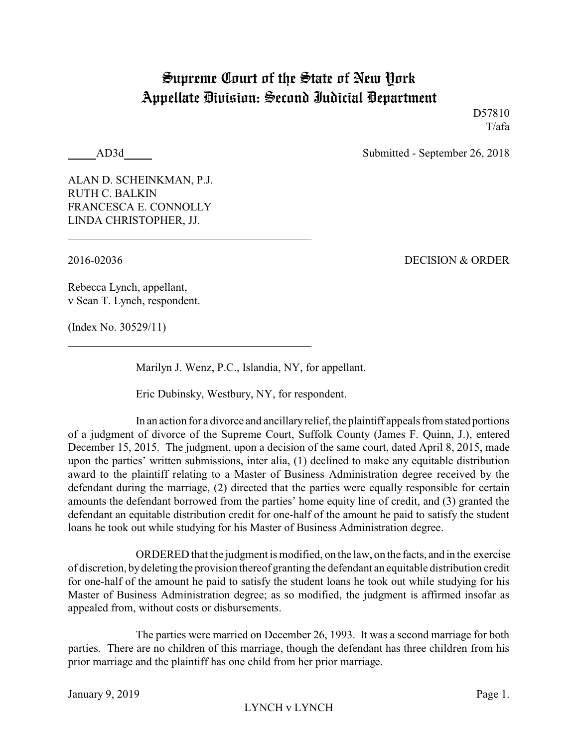# Supreme Court of the State of New York
# Appellate Division: Second Judicial Department

D57810
T/afa

_____AD3d_____ Submitted - September 26, 2018

ALAN D. SCHEINKMAN, P.J.
RUTH C. BALKIN
FRANCESCA E. CONNOLLY
LINDA CHRISTOPHER, JJ.

---

2016-02036 DECISION & ORDER

Rebecca Lynch, appellant,
v Sean T. Lynch, respondent.

(Index No. 30529/11)

---

Marilyn J. Wenz, P.C., Islandia, NY, for appellant.

Eric Dubinsky, Westbury, NY, for respondent.

In an action for a divorce and ancillary relief, the plaintiff appeals from stated portions of a judgment of divorce of the Supreme Court, Suffolk County (James F. Quinn, J.), entered December 15, 2015. The judgment, upon a decision of the same court, dated April 8, 2015, made upon the parties' written submissions, inter alia, (1) declined to make any equitable distribution award to the plaintiff relating to a Master of Business Administration degree received by the defendant during the marriage, (2) directed that the parties were equally responsible for certain amounts the defendant borrowed from the parties' home equity line of credit, and (3) granted the defendant an equitable distribution credit for one-half of the amount he paid to satisfy the student loans he took out while studying for his Master of Business Administration degree.

ORDERED that the judgment is modified, on the law, on the facts, and in the exercise of discretion, by deleting the provision thereof granting the defendant an equitable distribution credit for one-half of the amount he paid to satisfy the student loans he took out while studying for his Master of Business Administration degree; as so modified, the judgment is affirmed insofar as appealed from, without costs or disbursements.

The parties were married on December 26, 1993. It was a second marriage for both parties. There are no children of this marriage, though the defendant has three children from his prior marriage and the plaintiff has one child from her prior marriage.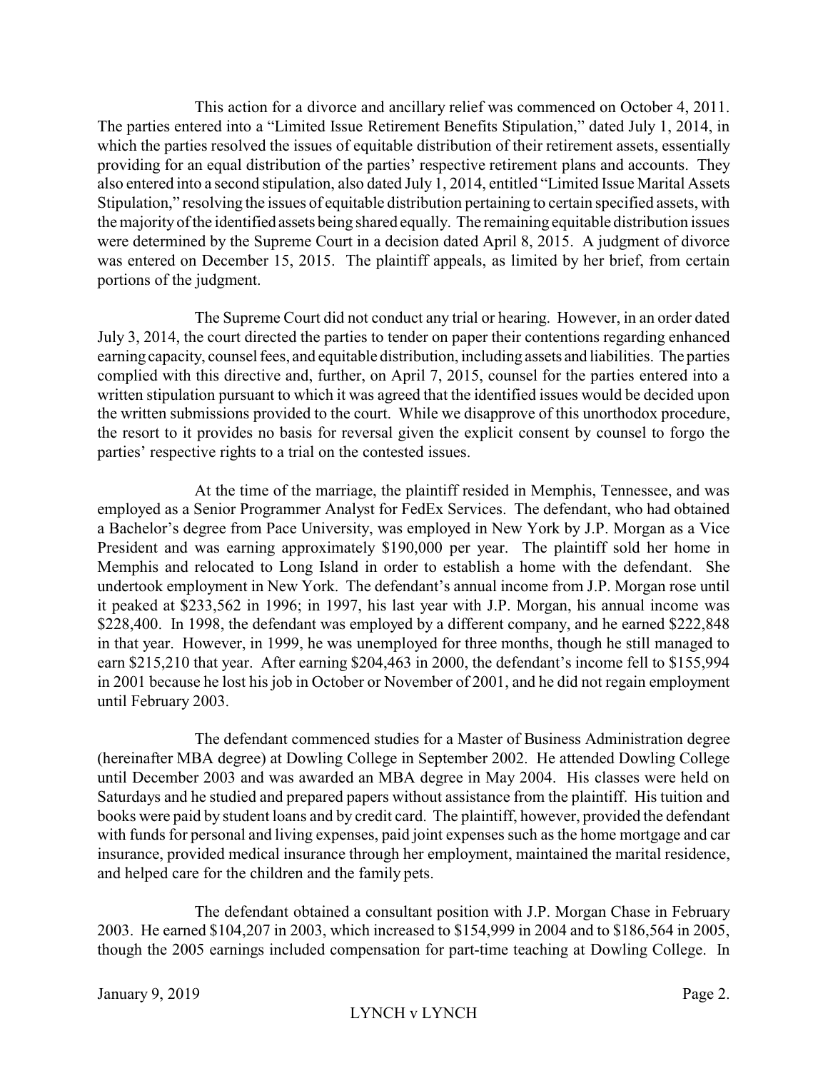This action for a divorce and ancillary relief was commenced on October 4, 2011. The parties entered into a "Limited Issue Retirement Benefits Stipulation," dated July 1, 2014, in which the parties resolved the issues of equitable distribution of their retirement assets, essentially providing for an equal distribution of the parties' respective retirement plans and accounts. They also entered into a second stipulation, also dated July 1, 2014, entitled "Limited Issue Marital Assets Stipulation," resolving the issues of equitable distribution pertaining to certain specified assets, with the majority of the identified assets being shared equally. The remaining equitable distribution issues were determined by the Supreme Court in a decision dated April 8, 2015. A judgment of divorce was entered on December 15, 2015. The plaintiff appeals, as limited by her brief, from certain portions of the judgment.

The Supreme Court did not conduct any trial or hearing. However, in an order dated July 3, 2014, the court directed the parties to tender on paper their contentions regarding enhanced earning capacity, counsel fees, and equitable distribution, including assets and liabilities. The parties complied with this directive and, further, on April 7, 2015, counsel for the parties entered into a written stipulation pursuant to which it was agreed that the identified issues would be decided upon the written submissions provided to the court. While we disapprove of this unorthodox procedure, the resort to it provides no basis for reversal given the explicit consent by counsel to forgo the parties' respective rights to a trial on the contested issues.

At the time of the marriage, the plaintiff resided in Memphis, Tennessee, and was employed as a Senior Programmer Analyst for FedEx Services. The defendant, who had obtained a Bachelor's degree from Pace University, was employed in New York by J.P. Morgan as a Vice President and was earning approximately $190,000 per year. The plaintiff sold her home in Memphis and relocated to Long Island in order to establish a home with the defendant. She undertook employment in New York. The defendant's annual income from J.P. Morgan rose until it peaked at $233,562 in 1996; in 1997, his last year with J.P. Morgan, his annual income was $228,400. In 1998, the defendant was employed by a different company, and he earned $222,848 in that year. However, in 1999, he was unemployed for three months, though he still managed to earn $215,210 that year. After earning $204,463 in 2000, the defendant's income fell to $155,994 in 2001 because he lost his job in October or November of 2001, and he did not regain employment until February 2003.

The defendant commenced studies for a Master of Business Administration degree (hereinafter MBA degree) at Dowling College in September 2002. He attended Dowling College until December 2003 and was awarded an MBA degree in May 2004. His classes were held on Saturdays and he studied and prepared papers without assistance from the plaintiff. His tuition and books were paid by student loans and by credit card. The plaintiff, however, provided the defendant with funds for personal and living expenses, paid joint expenses such as the home mortgage and car insurance, provided medical insurance through her employment, maintained the marital residence, and helped care for the children and the family pets.

The defendant obtained a consultant position with J.P. Morgan Chase in February 2003. He earned $104,207 in 2003, which increased to $154,999 in 2004 and to $186,564 in 2005, though the 2005 earnings included compensation for part-time teaching at Dowling College. In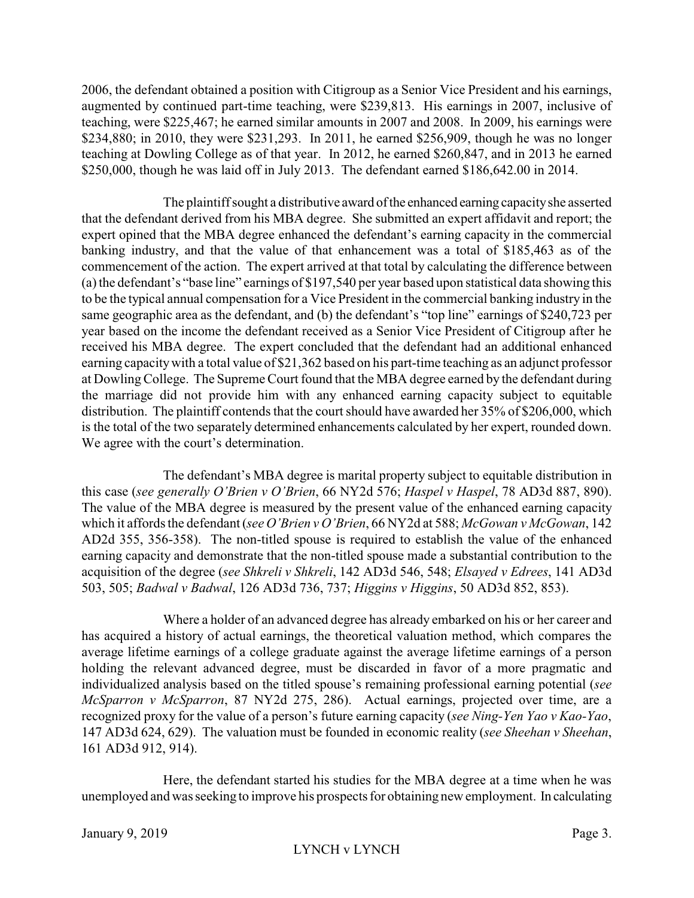2006, the defendant obtained a position with Citigroup as a Senior Vice President and his earnings, augmented by continued part-time teaching, were $239,813. His earnings in 2007, inclusive of teaching, were $225,467; he earned similar amounts in 2007 and 2008. In 2009, his earnings were $234,880; in 2010, they were $231,293. In 2011, he earned $256,909, though he was no longer teaching at Dowling College as of that year. In 2012, he earned $260,847, and in 2013 he earned $250,000, though he was laid off in July 2013. The defendant earned $186,642.00 in 2014.

The plaintiff sought a distributive award of the enhanced earning capacity she asserted that the defendant derived from his MBA degree. She submitted an expert affidavit and report; the expert opined that the MBA degree enhanced the defendant's earning capacity in the commercial banking industry, and that the value of that enhancement was a total of $185,463 as of the commencement of the action. The expert arrived at that total by calculating the difference between (a) the defendant's "base line" earnings of $197,540 per year based upon statistical data showing this to be the typical annual compensation for a Vice President in the commercial banking industry in the same geographic area as the defendant, and (b) the defendant's "top line" earnings of $240,723 per year based on the income the defendant received as a Senior Vice President of Citigroup after he received his MBA degree. The expert concluded that the defendant had an additional enhanced earning capacity with a total value of $21,362 based on his part-time teaching as an adjunct professor at Dowling College. The Supreme Court found that the MBA degree earned by the defendant during the marriage did not provide him with any enhanced earning capacity subject to equitable distribution. The plaintiff contends that the court should have awarded her 35% of $206,000, which is the total of the two separately determined enhancements calculated by her expert, rounded down. We agree with the court's determination.

The defendant's MBA degree is marital property subject to equitable distribution in this case (*see generally O'Brien v O'Brien*, 66 NY2d 576; *Haspel v Haspel*, 78 AD3d 887, 890). The value of the MBA degree is measured by the present value of the enhanced earning capacity which it affords the defendant (*see O'Brien v O'Brien*, 66 NY2d at 588; *McGowan v McGowan*, 142 AD2d 355, 356-358). The non-titled spouse is required to establish the value of the enhanced earning capacity and demonstrate that the non-titled spouse made a substantial contribution to the acquisition of the degree (*see Shkreli v Shkreli*, 142 AD3d 546, 548; *Elsayed v Edrees*, 141 AD3d 503, 505; *Badwal v Badwal*, 126 AD3d 736, 737; *Higgins v Higgins*, 50 AD3d 852, 853).

Where a holder of an advanced degree has already embarked on his or her career and has acquired a history of actual earnings, the theoretical valuation method, which compares the average lifetime earnings of a college graduate against the average lifetime earnings of a person holding the relevant advanced degree, must be discarded in favor of a more pragmatic and individualized analysis based on the titled spouse's remaining professional earning potential (*see McSparron v McSparron*, 87 NY2d 275, 286). Actual earnings, projected over time, are a recognized proxy for the value of a person's future earning capacity (*see Ning-Yen Yao v Kao-Yao*, 147 AD3d 624, 629). The valuation must be founded in economic reality (*see Sheehan v Sheehan*, 161 AD3d 912, 914).

Here, the defendant started his studies for the MBA degree at a time when he was unemployed and was seeking to improve his prospects for obtaining new employment. In calculating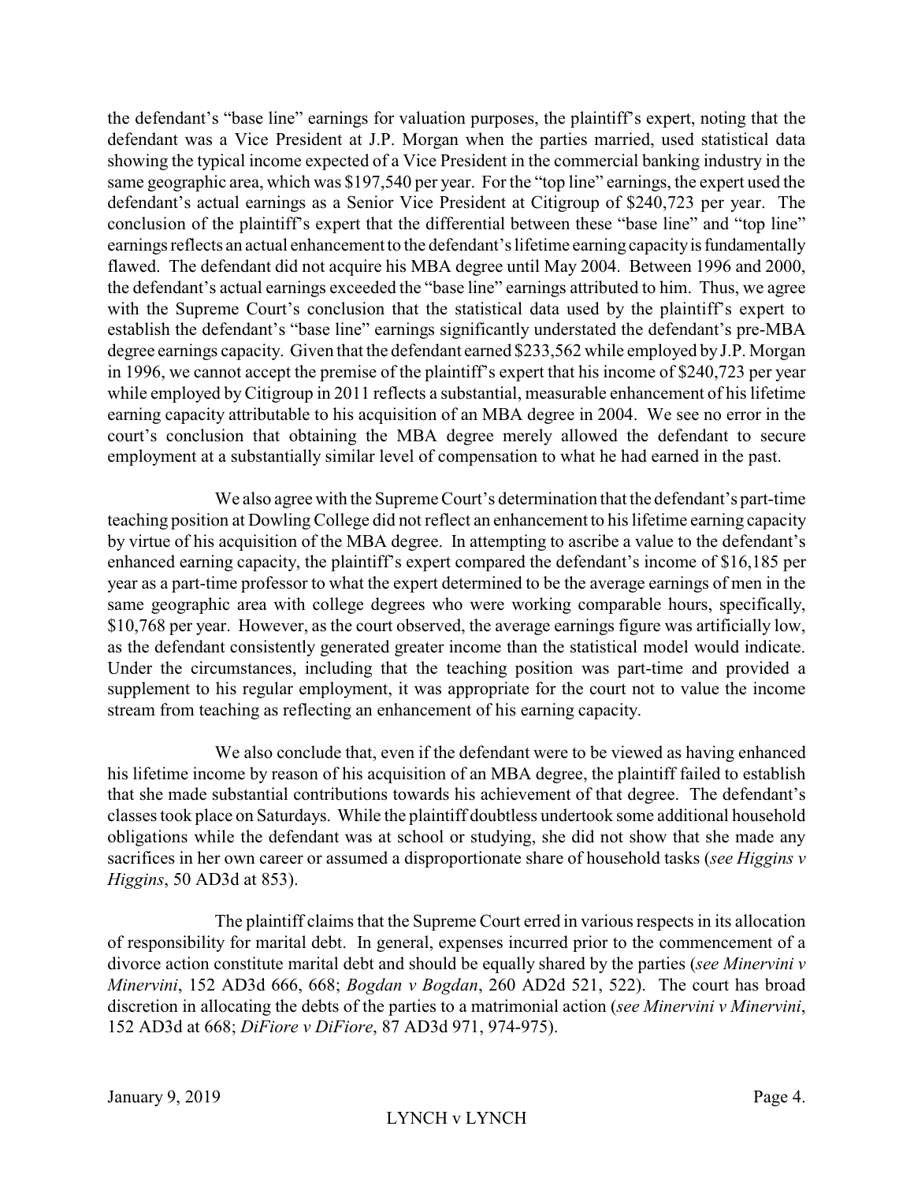the defendant's "base line" earnings for valuation purposes, the plaintiff's expert, noting that the defendant was a Vice President at J.P. Morgan when the parties married, used statistical data showing the typical income expected of a Vice President in the commercial banking industry in the same geographic area, which was $197,540 per year. For the "top line" earnings, the expert used the defendant's actual earnings as a Senior Vice President at Citigroup of $240,723 per year. The conclusion of the plaintiff's expert that the differential between these "base line" and "top line" earnings reflects an actual enhancement to the defendant's lifetime earning capacity is fundamentally flawed. The defendant did not acquire his MBA degree until May 2004. Between 1996 and 2000, the defendant's actual earnings exceeded the "base line" earnings attributed to him. Thus, we agree with the Supreme Court's conclusion that the statistical data used by the plaintiff's expert to establish the defendant's "base line" earnings significantly understated the defendant's pre-MBA degree earnings capacity. Given that the defendant earned $233,562 while employed by J.P. Morgan in 1996, we cannot accept the premise of the plaintiff's expert that his income of $240,723 per year while employed by Citigroup in 2011 reflects a substantial, measurable enhancement of his lifetime earning capacity attributable to his acquisition of an MBA degree in 2004. We see no error in the court's conclusion that obtaining the MBA degree merely allowed the defendant to secure employment at a substantially similar level of compensation to what he had earned in the past.

We also agree with the Supreme Court's determination that the defendant's part-time teaching position at Dowling College did not reflect an enhancement to his lifetime earning capacity by virtue of his acquisition of the MBA degree. In attempting to ascribe a value to the defendant's enhanced earning capacity, the plaintiff's expert compared the defendant's income of $16,185 per year as a part-time professor to what the expert determined to be the average earnings of men in the same geographic area with college degrees who were working comparable hours, specifically, $10,768 per year. However, as the court observed, the average earnings figure was artificially low, as the defendant consistently generated greater income than the statistical model would indicate. Under the circumstances, including that the teaching position was part-time and provided a supplement to his regular employment, it was appropriate for the court not to value the income stream from teaching as reflecting an enhancement of his earning capacity.

We also conclude that, even if the defendant were to be viewed as having enhanced his lifetime income by reason of his acquisition of an MBA degree, the plaintiff failed to establish that she made substantial contributions towards his achievement of that degree. The defendant's classes took place on Saturdays. While the plaintiff doubtless undertook some additional household obligations while the defendant was at school or studying, she did not show that she made any sacrifices in her own career or assumed a disproportionate share of household tasks (*see Higgins v Higgins*, 50 AD3d at 853).

The plaintiff claims that the Supreme Court erred in various respects in its allocation of responsibility for marital debt. In general, expenses incurred prior to the commencement of a divorce action constitute marital debt and should be equally shared by the parties (*see Minervini v Minervini*, 152 AD3d 666, 668; *Bogdan v Bogdan*, 260 AD2d 521, 522). The court has broad discretion in allocating the debts of the parties to a matrimonial action (*see Minervini v Minervini*, 152 AD3d at 668; *DiFiore v DiFiore*, 87 AD3d 971, 974-975).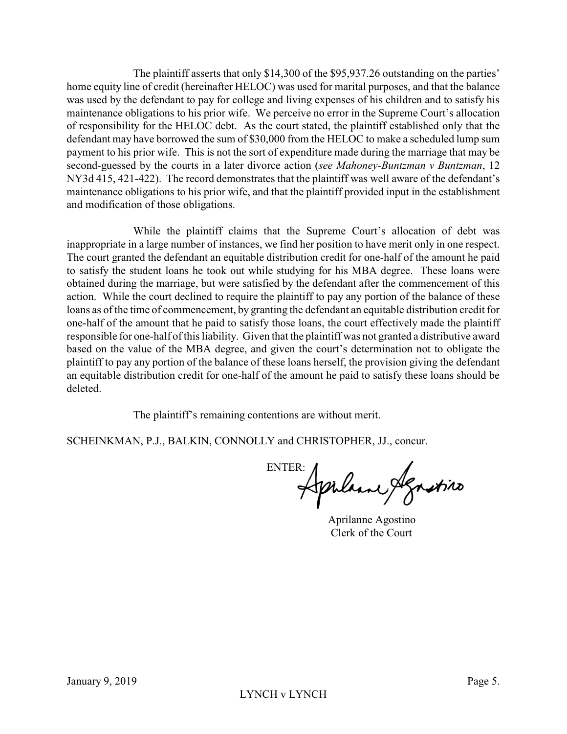The plaintiff asserts that only \$14,300 of the \$95,937.26 outstanding on the parties' home equity line of credit (hereinafter HELOC) was used for marital purposes, and that the balance was used by the defendant to pay for college and living expenses of his children and to satisfy his maintenance obligations to his prior wife. We perceive no error in the Supreme Court's allocation of responsibility for the HELOC debt. As the court stated, the plaintiff established only that the defendant may have borrowed the sum of \$30,000 from the HELOC to make a scheduled lump sum payment to his prior wife. This is not the sort of expenditure made during the marriage that may be second-guessed by the courts in a later divorce action (*see Mahoney-Buntzman v Buntzman*, 12 NY3d 415, 421-422). The record demonstrates that the plaintiff was well aware of the defendant's maintenance obligations to his prior wife, and that the plaintiff provided input in the establishment and modification of those obligations.

While the plaintiff claims that the Supreme Court's allocation of debt was inappropriate in a large number of instances, we find her position to have merit only in one respect. The court granted the defendant an equitable distribution credit for one-half of the amount he paid to satisfy the student loans he took out while studying for his MBA degree. These loans were obtained during the marriage, but were satisfied by the defendant after the commencement of this action. While the court declined to require the plaintiff to pay any portion of the balance of these loans as of the time of commencement, by granting the defendant an equitable distribution credit for one-half of the amount that he paid to satisfy those loans, the court effectively made the plaintiff responsible for one-half of this liability. Given that the plaintiff was not granted a distributive award based on the value of the MBA degree, and given the court's determination not to obligate the plaintiff to pay any portion of the balance of these loans herself, the provision giving the defendant an equitable distribution credit for one-half of the amount he paid to satisfy these loans should be deleted.

The plaintiff's remaining contentions are without merit.

SCHEINKMAN, P.J., BALKIN, CONNOLLY and CHRISTOPHER, JJ., concur.

ENTER:

Aprilanne Agostino
Clerk of the Court